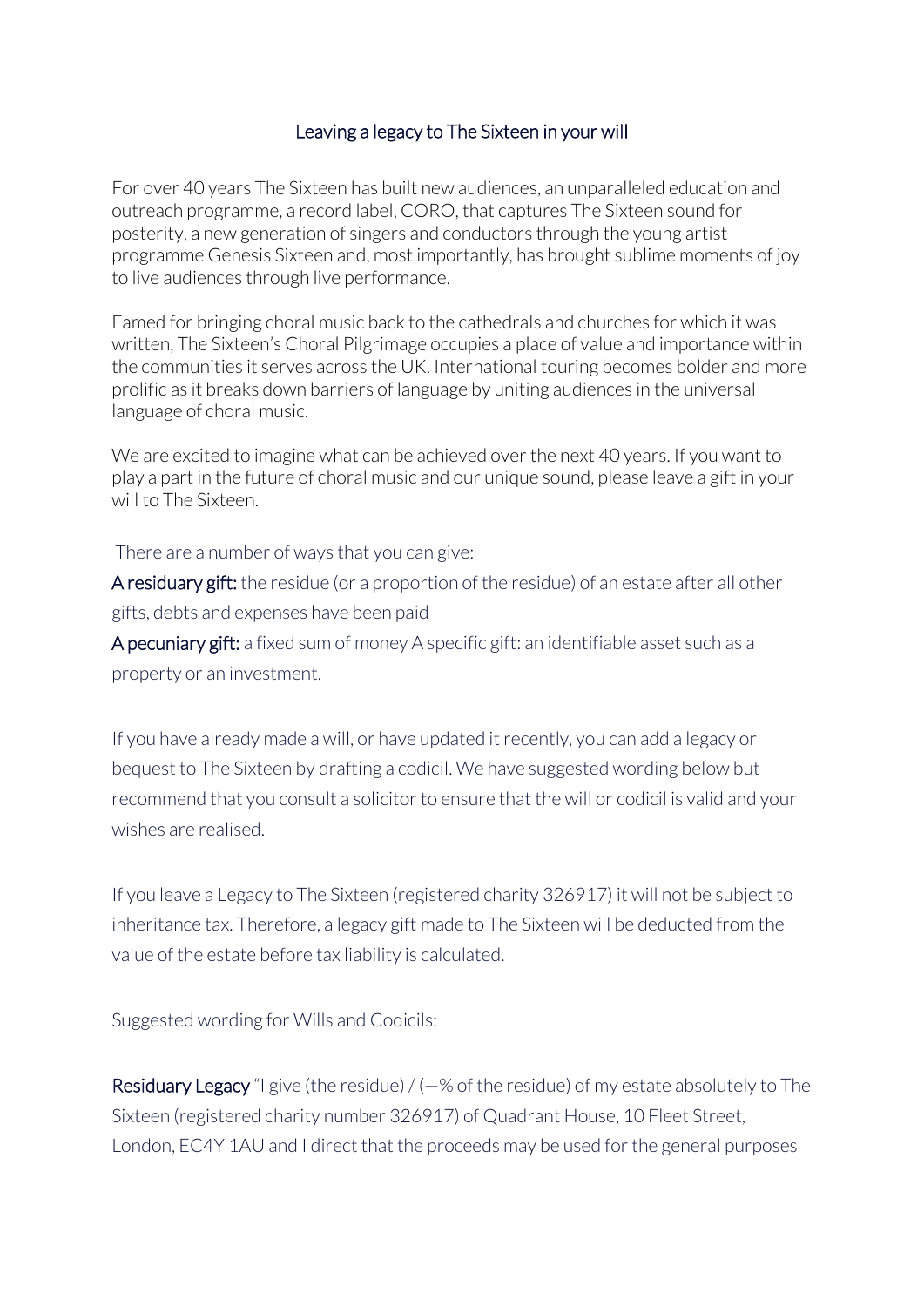## Leaving a legacy to The Sixteen in your will

For over 40 years The Sixteen has built new audiences, an unparalleled education and outreach programme, a record label, CORO, that captures The Sixteen sound for posterity, a new generation of singers and conductors through the young artist programme Genesis Sixteen and, most importantly, has brought sublime moments of joy to live audiences through live performance.

Famed for bringing choral music back to the cathedrals and churches for which it was written, The Sixteen's Choral Pilgrimage occupies a place of value and importance within the communities it serves across the UK. International touring becomes bolder and more prolific as it breaks down barriers of language by uniting audiences in the universal language of choral music.

We are excited to imagine what can be achieved over the next 40 years. If you want to play a part in the future of choral music and our unique sound, please leave a gift in your will to The Sixteen.

There are a number of ways that you can give:

**A residuary gift:** the residue (or a proportion of the residue) of an estate after all other gifts, debts and expenses have been paid

**A pecuniary gift:** a fixed sum of money A specific gift: an identifiable asset such as a property or an investment.

If you have already made a will, or have updated it recently, you can add a legacy or bequest to The Sixteen by drafting a codicil. We have suggested wording below but recommend that you consult a solicitor to ensure that the will or codicil is valid and your wishes are realised.

If you leave a Legacy to The Sixteen (registered charity 326917) it will not be subject to inheritance tax. Therefore, a legacy gift made to The Sixteen will be deducted from the value of the estate before tax liability is calculated.

Suggested wording for Wills and Codicils:

**Residuary Legacy** "I give (the residue) / (—% of the residue) of my estate absolutely to The Sixteen (registered charity number 326917) of Quadrant House, 10 Fleet Street, London, EC4Y 1AU and I direct that the proceeds may be used for the general purposes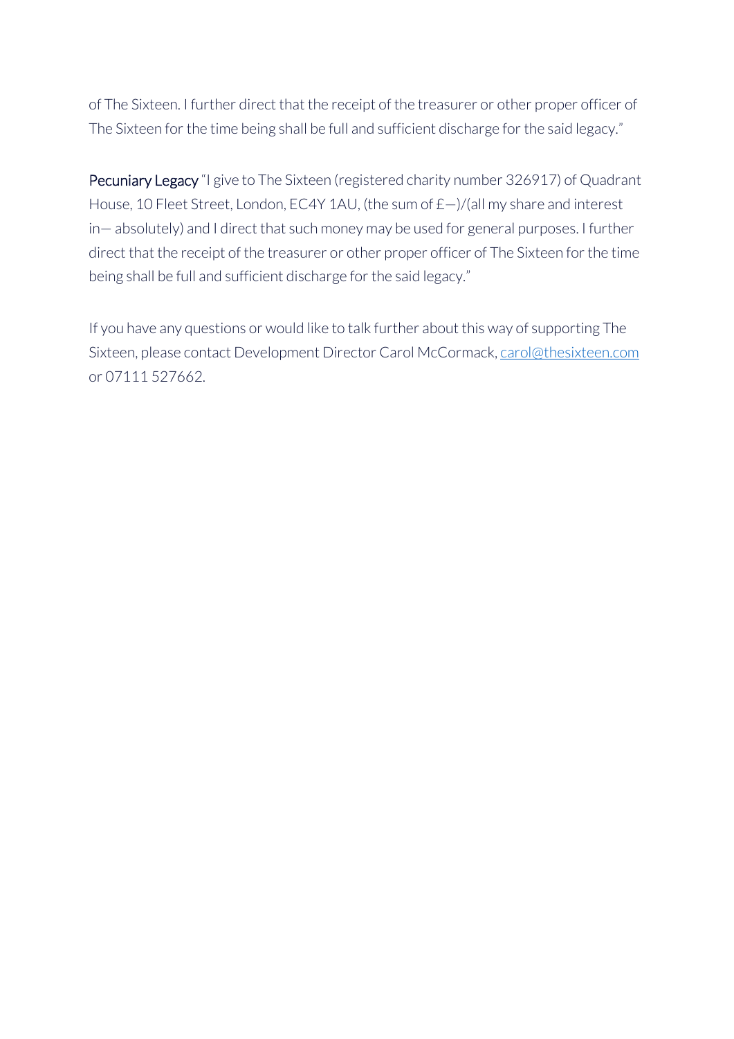of The Sixteen. I further direct that the receipt of the treasurer or other proper officer of The Sixteen for the time being shall be full and sufficient discharge for the said legacy."

Pecuniary Legacy "I give to The Sixteen (registered charity number 326917) of Quadrant House, 10 Fleet Street, London, EC4Y 1AU, (the sum of £—)/(all my share and interest in— absolutely) and I direct that such money may be used for general purposes. I further direct that the receipt of the treasurer or other proper officer of The Sixteen for the time being shall be full and sufficient discharge for the said legacy."

If you have any questions or would like to talk further about this way of supporting The Sixteen, please contact Development Director Carol McCormack, carol@thesixteen.com or 07111 527662.